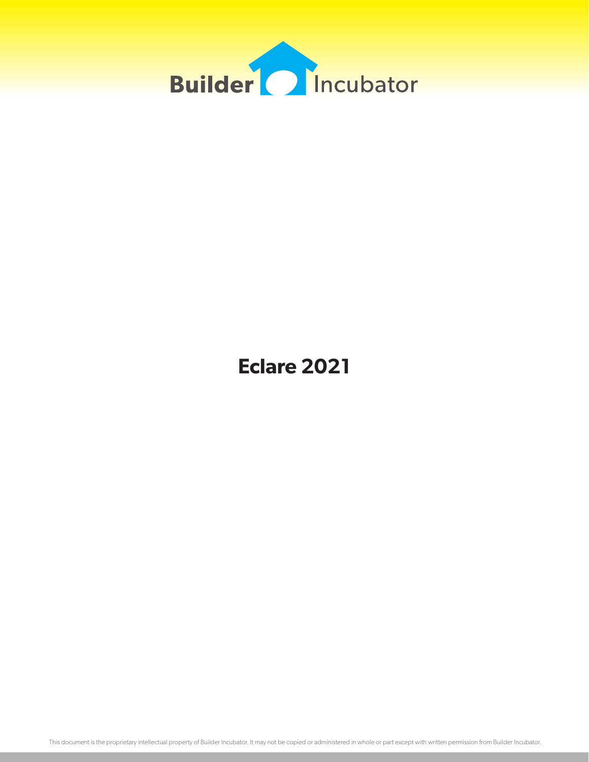Builder Incubator

# Eclare 2021

This document is the proprietary intellectual property of Builder Incubator. It may not be copied or administered in whole or part except with written permission from Builder Incubator.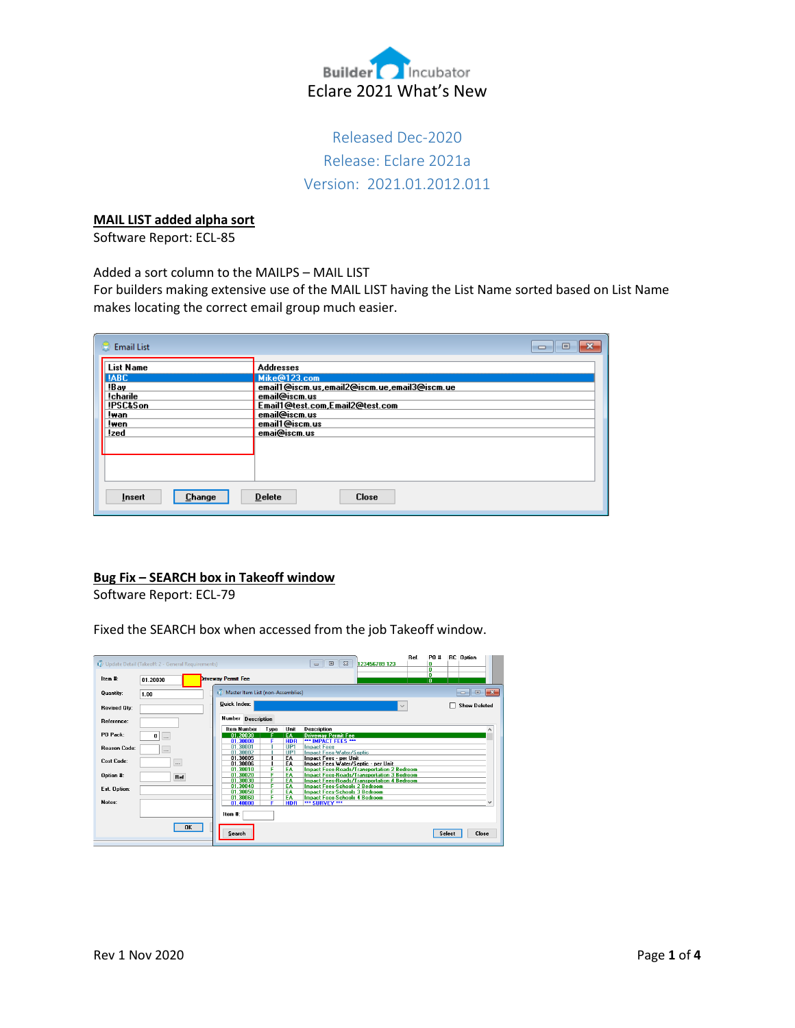# Eclare 2021 What's New

Released Dec-2020

Release: Eclare 2021a

Version: 2021.01.2012.011

## MAIL LIST added alpha sort

Software Report: ECL-85

Added a sort column to the MAILPS – MAIL LIST

For builders making extensive use of the MAIL LIST having the List Name sorted based on List Name makes locating the correct email group much easier.

## Bug Fix – SEARCH box in Takeoff window

Software Report: ECL-79

Fixed the SEARCH box when accessed from the job Takeoff window.

Rev 1 Nov 2020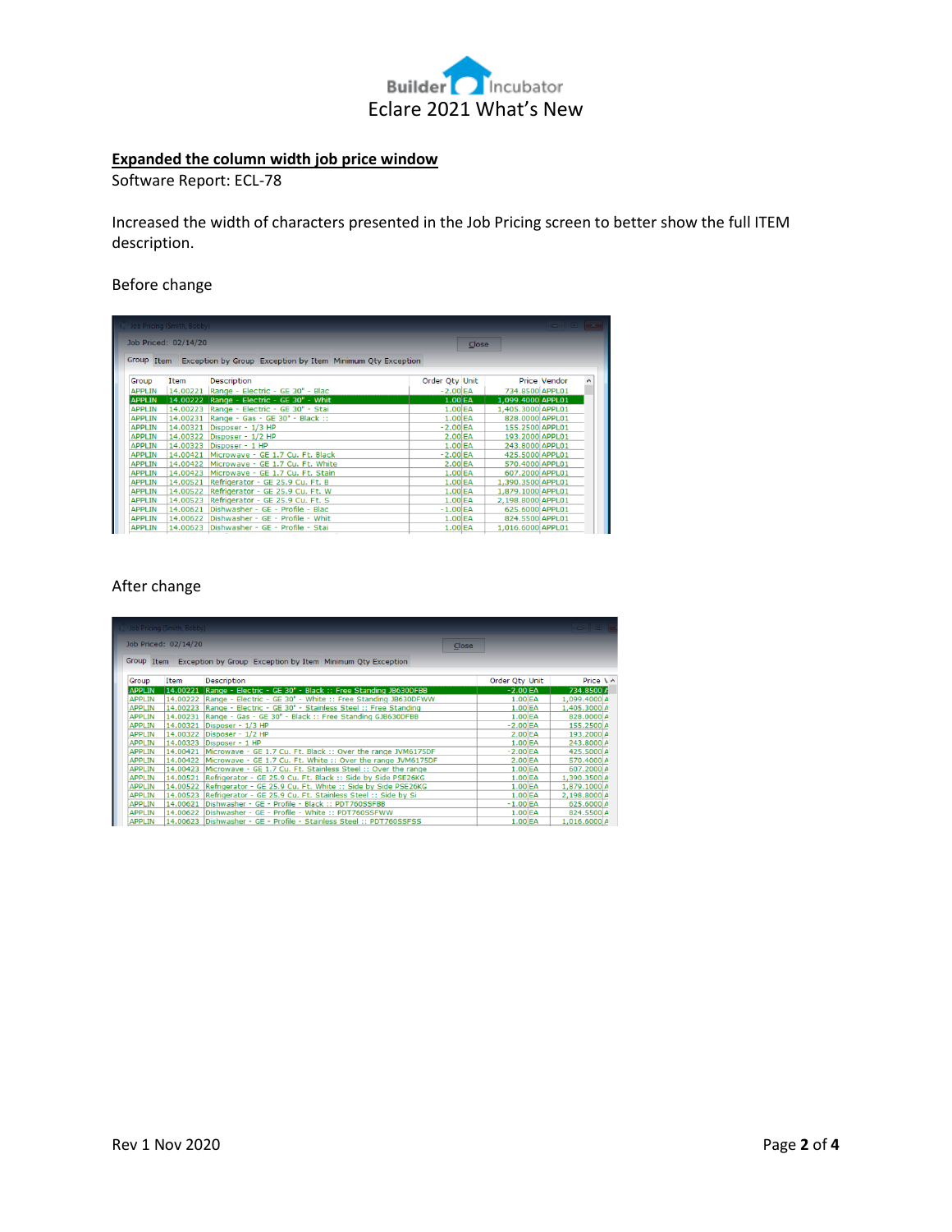## Expanded the column width job price window

Software Report: ECL-78

Increased the width of characters presented in the Job Pricing screen to better show the full ITEM description.

Before change

After change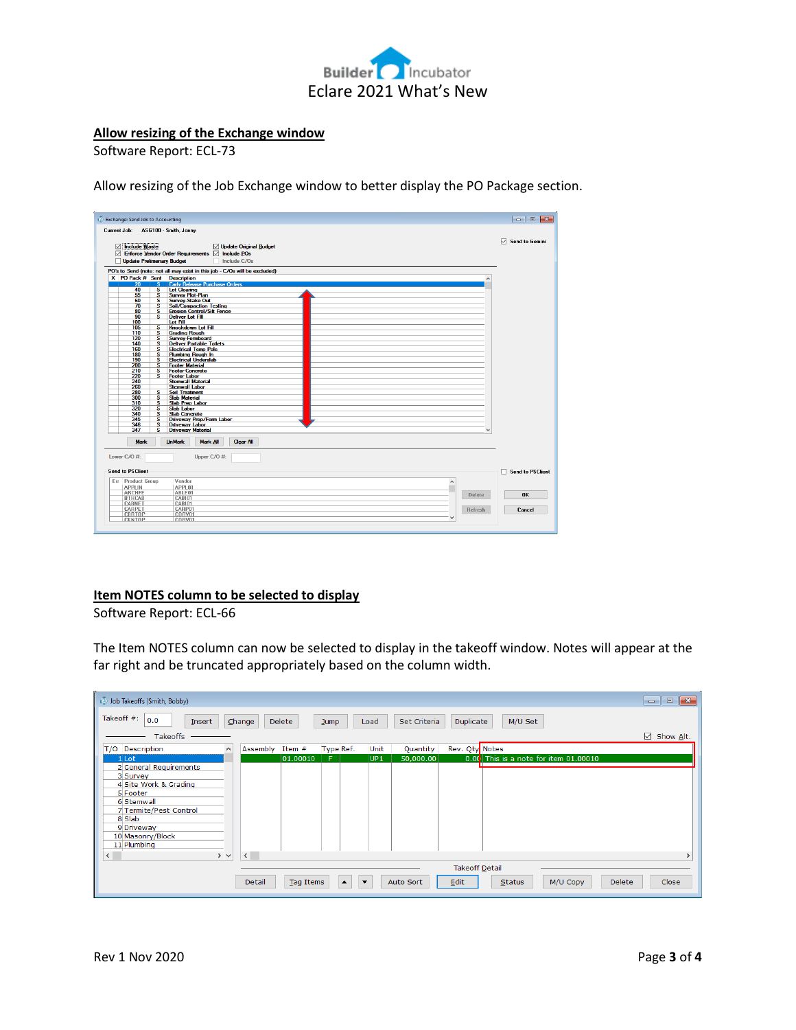## Allow resizing of the Exchange window

Software Report: ECL-73

Allow resizing of the Job Exchange window to better display the PO Package section.

## Item NOTES column to be selected to display

Software Report: ECL-66

The Item NOTES column can now be selected to display in the takeoff window. Notes will appear at the far right and be truncated appropriately based on the column width.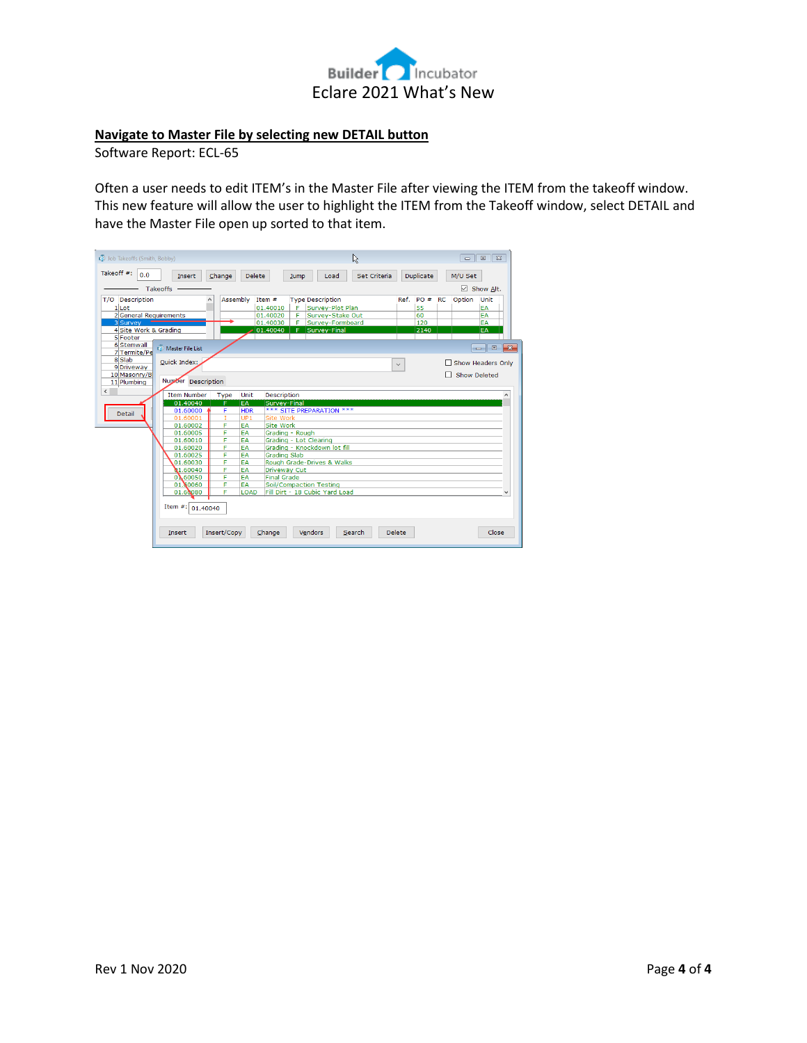## Navigate to Master File by selecting new DETAIL button

Software Report: ECL-65

Often a user needs to edit ITEM's in the Master File after viewing the ITEM from the takeoff window. This new feature will allow the user to highlight the ITEM from the Takeoff window, select DETAIL and have the Master File open up sorted to that item.